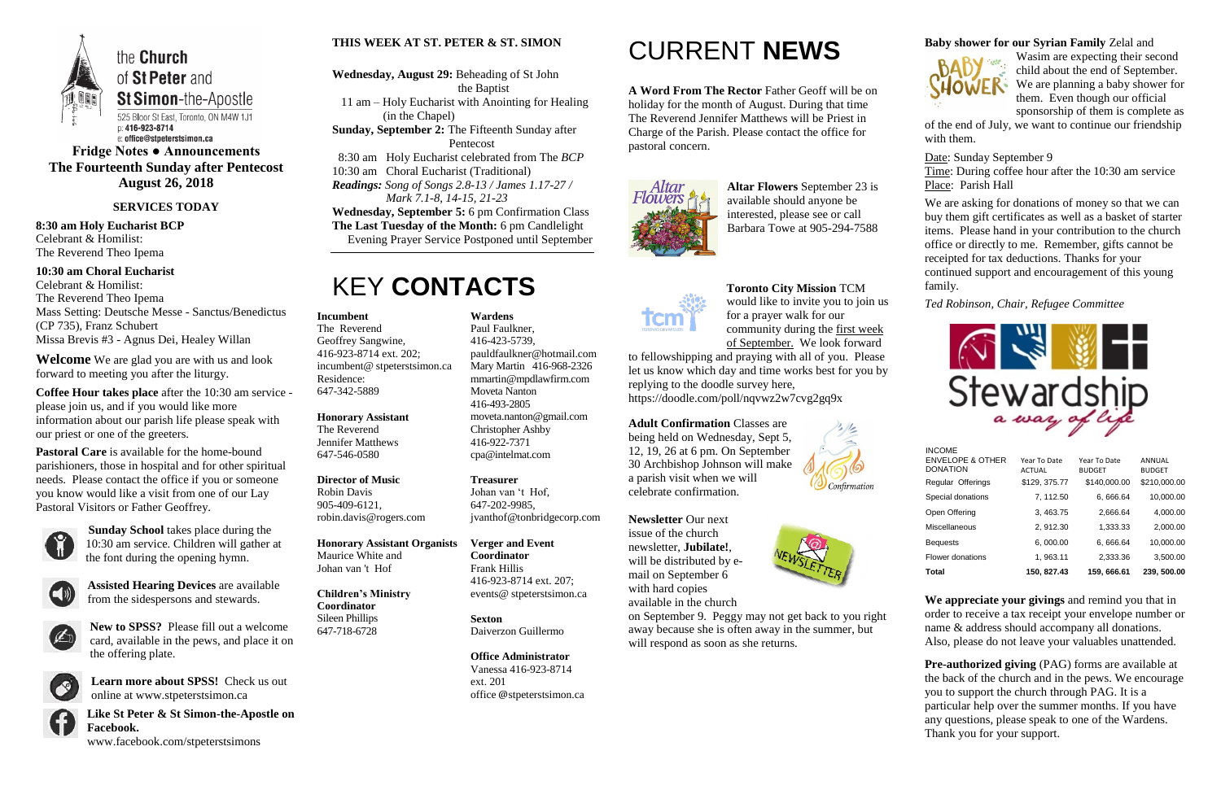the **Church** of **St Peter** and **St Simon**-the-Apostle

525 Bloor St East, Toronto, ON M4W 1J1
p: 416-923-8714
e: office@stpeterstsimon.ca

**Fridge Notes ● Announcements**
**The Fourteenth Sunday after Pentecost**
**August 26, 2018**

## SERVICES TODAY

**8:30 am Holy Eucharist BCP**
Celebrant & Homilist:
The Reverend Theo Ipema

**10:30 am Choral Eucharist**
Celebrant & Homilist:
The Reverend Theo Ipema
Mass Setting: Deutsche Messe - Sanctus/Benedictus (CP 735), Franz Schubert
Missa Brevis #3 - Agnus Dei, Healey Willan

**Welcome** We are glad you are with us and look forward to meeting you after the liturgy.

**Coffee Hour takes place** after the 10:30 am service - please join us, and if you would like more information about our parish life please speak with our priest or one of the greeters.

**Pastoral Care** is available for the home-bound parishioners, those in hospital and for other spiritual needs. Please contact the office if you or someone you know would like a visit from one of our Lay Pastoral Visitors or Father Geoffrey.

**Sunday School** takes place during the 10:30 am service. Children will gather at the font during the opening hymn.

**Assisted Hearing Devices** are available from the sidespersons and stewards.

**New to SPSS?** Please fill out a welcome card, available in the pews, and place it on the offering plate.

**Learn more about SPSS!** Check us out online at www.stpeterstsimon.ca

**Like St Peter & St Simon-the-Apostle on Facebook.**
www.facebook.com/stpeterstsimons

## THIS WEEK AT ST. PETER & ST. SIMON

**Wednesday, August 29:** Beheading of St John the Baptist
11 am – Holy Eucharist with Anointing for Healing (in the Chapel)
**Sunday, September 2:** The Fifteenth Sunday after Pentecost
8:30 am Holy Eucharist celebrated from The *BCP*
10:30 am Choral Eucharist (Traditional)
*Readings: Song of Songs 2.8-13 / James 1.17-27 / Mark 7.1-8, 14-15, 21-23*
**Wednesday, September 5:** 6 pm Confirmation Class
**The Last Tuesday of the Month:** 6 pm Candlelight Evening Prayer Service Postponed until September

# KEY CONTACTS

**Incumbent**
The Reverend Geoffrey Sangwine,
416-923-8714 ext. 202;
incumbent@ stpeterstsimon.ca
Residence:
647-342-5889

**Honorary Assistant**
The Reverend Jennifer Matthews
647-546-0580

**Director of Music**
Robin Davis
905-409-6121,
robin.davis@rogers.com

**Honorary Assistant Organists**
Maurice White and Johan van 't Hof

**Children's Ministry Coordinator**
Sileen Phillips
647-718-6728

**Wardens**
Paul Faulkner,
416-423-5739,
pauldfaulkner@hotmail.com
Mary Martin 416-968-2326
mmartin@mpdlawfirm.com
Moveta Nanton
416-493-2805
moveta.nanton@gmail.com
Christopher Ashby
416-922-7371
cpa@intelmat.com

**Treasurer**
Johan van 't Hof,
647-202-9985,
jvanthof@tonbridgecorp.com

**Verger and Event Coordinator**
Frank Hillis
416-923-8714 ext. 207;
events@ stpeterstsimon.ca

**Sexton**
Daiverzon Guillermo

**Office Administrator**
Vanessa 416-923-8714 ext. 201
office @stpeterstsimon.ca

# CURRENT NEWS

**A Word From The Rector** Father Geoff will be on holiday for the month of August. During that time The Reverend Jennifer Matthews will be Priest in Charge of the Parish. Please contact the office for pastoral concern.

**Altar Flowers** September 23 is available should anyone be interested, please see or call Barbara Towe at 905-294-7588

**Toronto City Mission** TCM would like to invite you to join us for a prayer walk for our community during the first week of September. We look forward to fellowshipping and praying with all of you. Please let us know which day and time works best for you by replying to the doodle survey here, https://doodle.com/poll/nqvwz2w7cvg2gq9x

**Adult Confirmation** Classes are being held on Wednesday, Sept 5, 12, 19, 26 at 6 pm. On September 30 Archbishop Johnson will make a parish visit when we will celebrate confirmation.

**Newsletter** Our next issue of the church newsletter, **Jubilate!**, will be distributed by e-mail on September 6 with hard copies available in the church on September 9. Peggy may not get back to you right away because she is often away in the summer, but will respond as soon as she returns.

**Baby shower for our Syrian Family** Zelal and Wasim are expecting their second child about the end of September. We are planning a baby shower for them. Even though our official sponsorship of them is complete as of the end of July, we want to continue our friendship with them.

Date: Sunday September 9
Time: During coffee hour after the 10:30 am service
Place: Parish Hall

We are asking for donations of money so that we can buy them gift certificates as well as a basket of starter items. Please hand in your contribution to the church office or directly to me. Remember, gifts cannot be receipted for tax deductions. Thanks for your continued support and encouragement of this young family.

*Ted Robinson, Chair, Refugee Committee*

Stewardship *a way of life*

| INCOME ENVELOPE & OTHER DONATION | Year To Date ACTUAL | Year To Date BUDGET | ANNUAL BUDGET |
|---|---|---|---|
| Regular Offerings | $129, 375.77 | $140,000.00 | $210,000.00 |
| Special donations | 7, 112.50 | 6, 666.64 | 10,000.00 |
| Open Offering | 3, 463.75 | 2,666.64 | 4,000.00 |
| Miscellaneous | 2, 912.30 | 1,333.33 | 2,000.00 |
| Bequests | 6, 000.00 | 6, 666.64 | 10,000.00 |
| Flower donations | 1, 963.11 | 2,333.36 | 3,500.00 |
| **Total** | **150, 827.43** | **159, 666.61** | **239, 500.00** |

**We appreciate your givings** and remind you that in order to receive a tax receipt your envelope number or name & address should accompany all donations. Also, please do not leave your valuables unattended.

**Pre-authorized giving** (PAG) forms are available at the back of the church and in the pews. We encourage you to support the church through PAG. It is a particular help over the summer months. If you have any questions, please speak to one of the Wardens. Thank you for your support.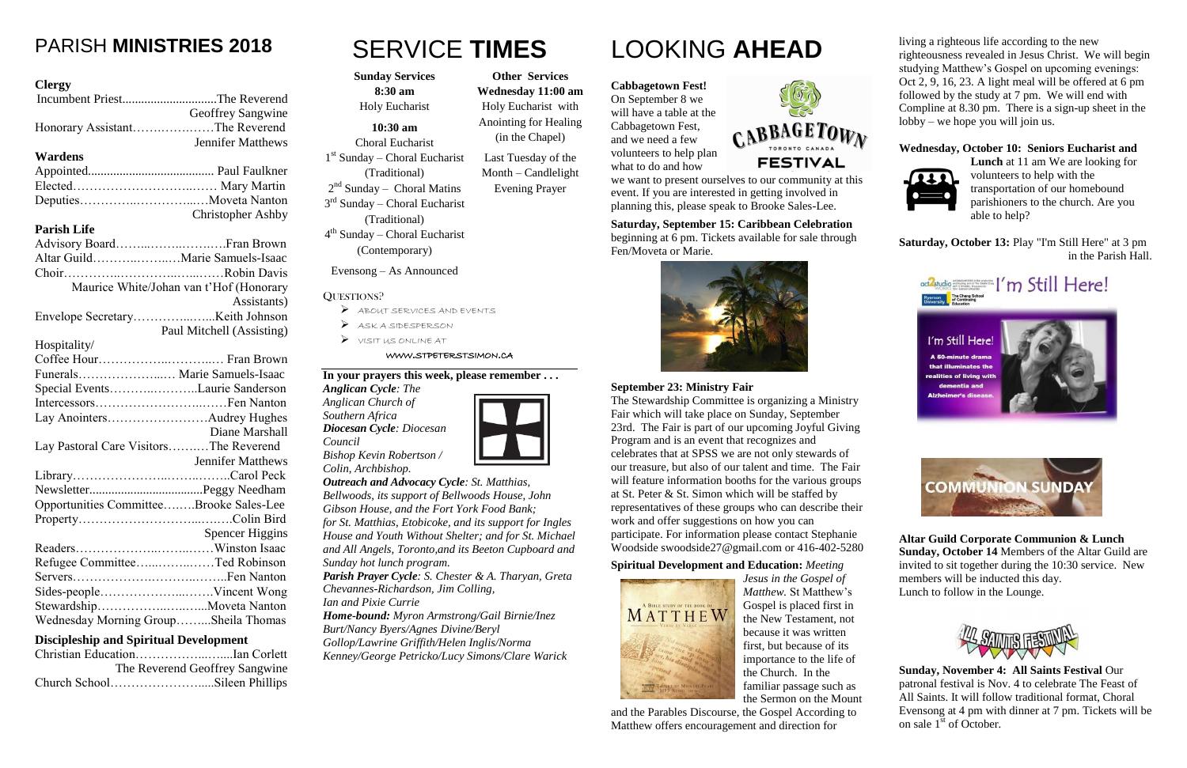# PARISH **MINISTRIES 2018**

### Clergy

Incumbent Priest............................The Reverend Geoffrey Sangwine
Honorary Assistant………………The Reverend Jennifer Matthews

### Wardens

Appointed....................................... Paul Faulkner
Elected…………………………..…… Mary Martin
Deputies…………..…………..…Moveta Nanton
Christopher Ashby

### Parish Life

Advisory Board……..……..……….Fran Brown
Altar Guild……….……..…Marie Samuels-Isaac
Choir…………..……………..……Robin Davis
Maurice White/Johan van t'Hof (Honorary Assistants)
Envelope Secretary……………..…..Keith Johnson
Paul Mitchell (Assisting)
Hospitality/
Coffee Hour……………..………..… Fran Brown
Funerals…………………...… Marie Samuels-Isaac
Special Events………..………..Laurie Sanderson
Intercessors……………………..……Fen Nanton
Lay Anointers……………………Audrey Hughes
Diane Marshall
Lay Pastoral Care Visitors………The Reverend Jennifer Matthews
Library……………………..……..……..Carol Peck
Newsletter...................................Peggy Needham
Opportunities Committee……..Brooke Sales-Lee
Property……………………….…..…Colin Bird
Spencer Higgins
Readers……………………..……Winston Isaac
Refugee Committee…..……..……Ted Robinson
Servers……………………………..Fen Nanton
Sides-people…………………...……Vincent Wong
Stewardship…………..……..…..Moveta Nanton
Wednesday Morning Group……...Sheila Thomas

### Discipleship and Spiritual Development

Christian Education……………...…...Ian Corlett
The Reverend Geoffrey Sangwine
Church School……………………....Sileen Phillips

# SERVICE **TIMES**

**Sunday Services**

**8:30 am**
Holy Eucharist

**10:30 am**
Choral Eucharist
1st Sunday – Choral Eucharist (Traditional)
2nd Sunday – Choral Matins
3rd Sunday – Choral Eucharist (Traditional)
4th Sunday – Choral Eucharist (Contemporary)

Evensong – As Announced

**Other Services**

**Wednesday 11:00 am**
Holy Eucharist with Anointing for Healing (in the Chapel)

Last Tuesday of the Month – Candlelight Evening Prayer

QUESTIONS?

- ABOUT SERVICES AND EVENTS
- ASK A SIDESPERSON
- VISIT US ONLINE AT

WWW.STPETERSTSIMON.CA

**In your prayers this week, please remember . . .**

***Anglican Cycle**: The Anglican Church of Southern Africa*
***Diocesan Cycle**: Diocesan Council*
*Bishop Kevin Robertson / Colin, Archbishop.*
***Outreach and Advocacy Cycle**: St. Matthias, Bellwoods, its support of Bellwoods House, John Gibson House, and the Fort York Food Bank; for St. Matthias, Etobicoke, and its support for Ingles House and Youth Without Shelter; and for St. Michael and All Angels, Toronto,and its Beeton Cupboard and Sunday hot lunch program.*
***Parish Prayer Cycle**: S. Chester & A. Tharyan, Greta Chevannes-Richardson, Jim Colling, Ian and Pixie Currie*
***Home-bound:** Myron Armstrong/Gail Birnie/Inez Burt/Nancy Byers/Agnes Divine/Beryl Gollop/Lawrine Griffith/Helen Inglis/Norma Kenney/George Petricko/Lucy Simons/Clare Warick*

# LOOKING **AHEAD**

**Cabbagetown Fest!** On September 8 we will have a table at the Cabbagetown Fest, and we need a few volunteers to help plan what to do and how we want to present ourselves to our community at this event. If you are interested in getting involved in planning this, please speak to Brooke Sales-Lee.

**Saturday, September 15: Caribbean Celebration** beginning at 6 pm. Tickets available for sale through Fen/Moveta or Marie.

**September 23: Ministry Fair**
The Stewardship Committee is organizing a Ministry Fair which will take place on Sunday, September 23rd. The Fair is part of our upcoming Joyful Giving Program and is an event that recognizes and celebrates that at SPSS we are not only stewards of our treasure, but also of our talent and time. The Fair will feature information booths for the various groups at St. Peter & St. Simon which will be staffed by representatives of these groups who can describe their work and offer suggestions on how you can participate. For information please contact Stephanie Woodside swoodside27@gmail.com or 416-402-5280

**Spiritual Development and Education:** *Meeting Jesus in the Gospel of Matthew.* St Matthew's Gospel is placed first in the New Testament, not because it was written first, but because of its importance to the life of the Church. In the familiar passage such as the Sermon on the Mount and the Parables Discourse, the Gospel According to Matthew offers encouragement and direction for living a righteous life according to the new righteousness revealed in Jesus Christ. We will begin studying Matthew's Gospel on upcoming evenings: Oct 2, 9, 16, 23. A light meal will be offered at 6 pm followed by the study at 7 pm. We will end with Compline at 8.30 pm. There is a sign-up sheet in the lobby – we hope you will join us.

**Wednesday, October 10: Seniors Eucharist and Lunch** at 11 am We are looking for volunteers to help with the transportation of our homebound parishioners to the church. Are you able to help?

**Saturday, October 13:** Play "I'm Still Here" at 3 pm in the Parish Hall.

I'm Still Here!
A 60-minute drama that illuminates the realities of living with dementia and Alzheimer's disease.

**Altar Guild Corporate Communion & Lunch Sunday, October 14** Members of the Altar Guild are invited to sit together during the 10:30 service. New members will be inducted this day.
Lunch to follow in the Lounge.

**Sunday, November 4: All Saints Festival** Our patronal festival is Nov. 4 to celebrate The Feast of All Saints. It will follow traditional format, Choral Evensong at 4 pm with dinner at 7 pm. Tickets will be on sale 1st of October.